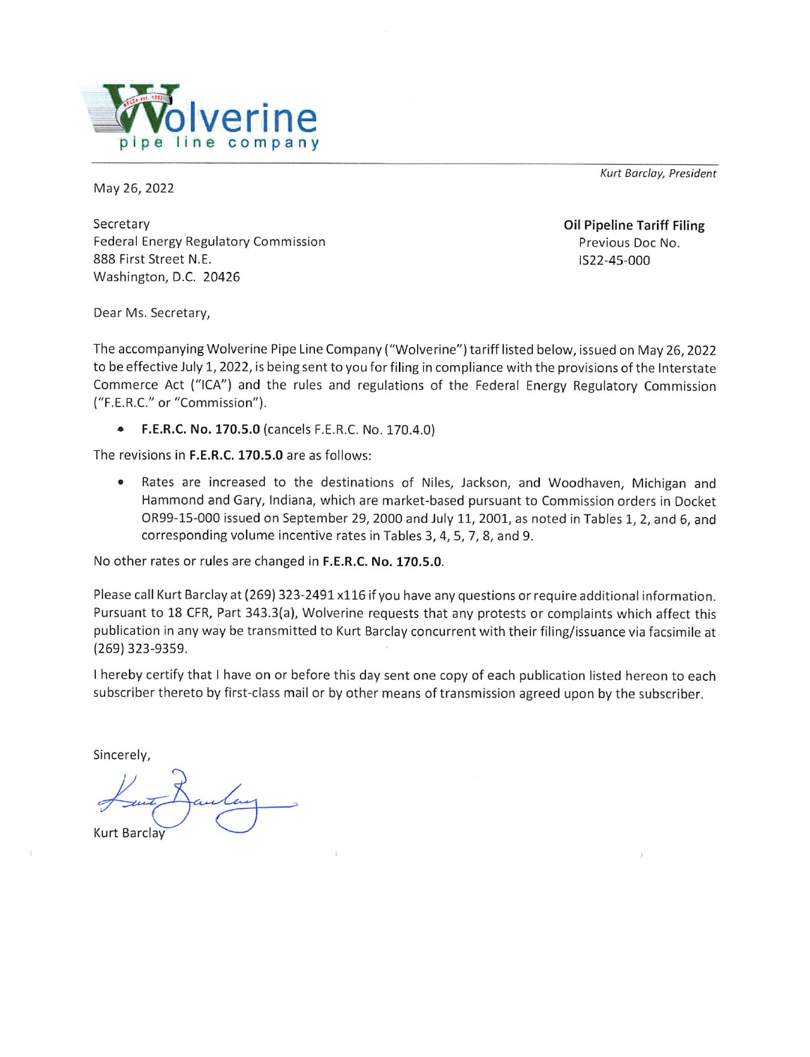**Wolverine pipe line company**

*Kurt Barclay, President*

May 26, 2022

Secretary
Federal Energy Regulatory Commission
888 First Street N.E.
Washington, D.C. 20426

**Oil Pipeline Tariff Filing**
Previous Doc No.
IS22-45-000

Dear Ms. Secretary,

The accompanying Wolverine Pipe Line Company ("Wolverine") tariff listed below, issued on May 26, 2022 to be effective July 1, 2022, is being sent to you for filing in compliance with the provisions of the Interstate Commerce Act ("ICA") and the rules and regulations of the Federal Energy Regulatory Commission ("F.E.R.C." or "Commission").

- **F.E.R.C. No. 170.5.0** (cancels F.E.R.C. No. 170.4.0)

The revisions in **F.E.R.C. 170.5.0** are as follows:

- Rates are increased to the destinations of Niles, Jackson, and Woodhaven, Michigan and Hammond and Gary, Indiana, which are market-based pursuant to Commission orders in Docket OR99-15-000 issued on September 29, 2000 and July 11, 2001, as noted in Tables 1, 2, and 6, and corresponding volume incentive rates in Tables 3, 4, 5, 7, 8, and 9.

No other rates or rules are changed in **F.E.R.C. No. 170.5.0**.

Please call Kurt Barclay at (269) 323-2491 x116 if you have any questions or require additional information. Pursuant to 18 CFR, Part 343.3(a), Wolverine requests that any protests or complaints which affect this publication in any way be transmitted to Kurt Barclay concurrent with their filing/issuance via facsimile at (269) 323-9359.

I hereby certify that I have on or before this day sent one copy of each publication listed hereon to each subscriber thereto by first-class mail or by other means of transmission agreed upon by the subscriber.

Sincerely,

Kurt Barclay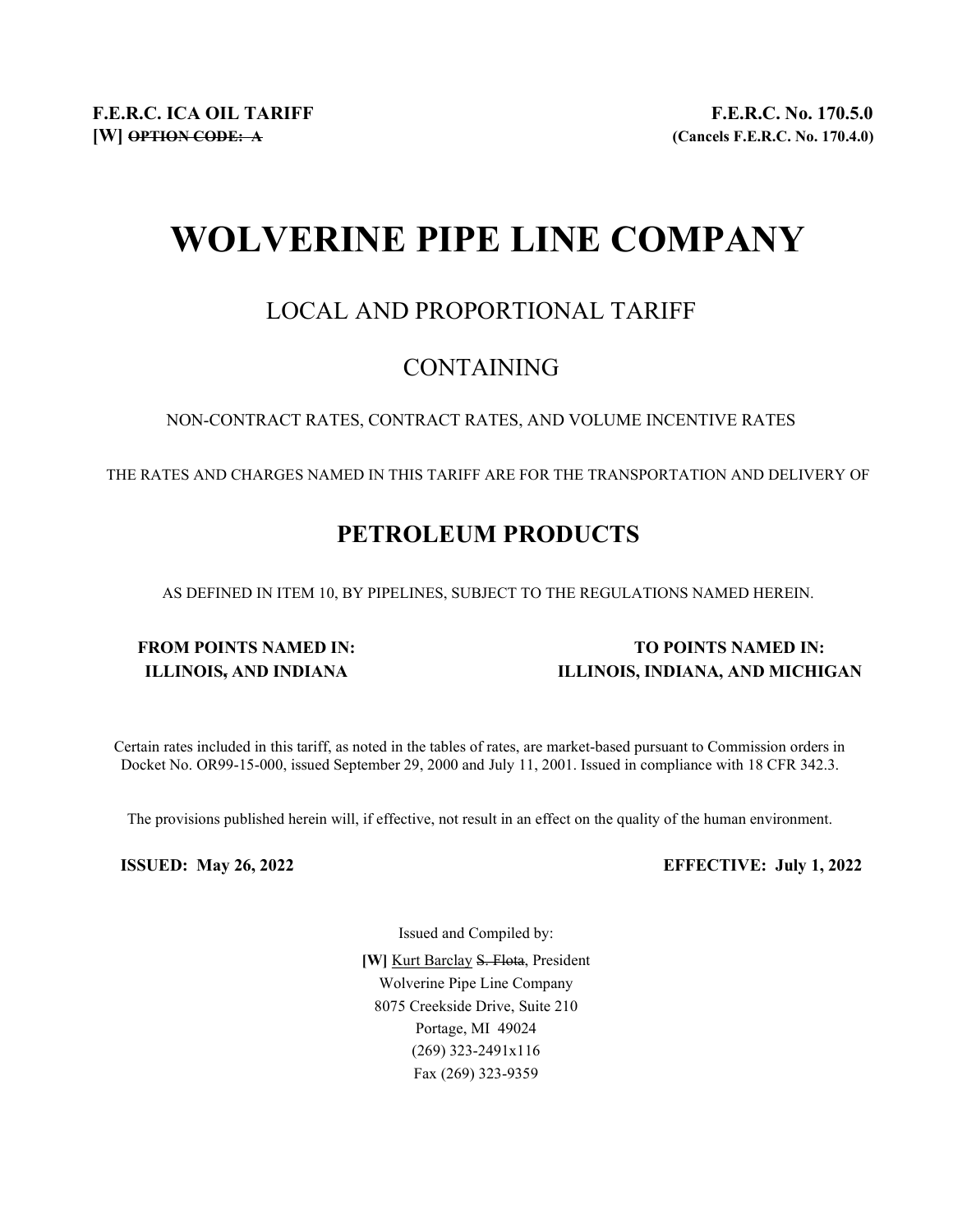**F.E.R.C. ICA OIL TARIFF** | **F.E.R.C. No. 170.5.0**

**[W] ~~OPTION CODE: A~~** | **(Cancels F.E.R.C. No. 170.4.0)**

# WOLVERINE PIPE LINE COMPANY

## LOCAL AND PROPORTIONAL TARIFF

## CONTAINING

NON-CONTRACT RATES, CONTRACT RATES, AND VOLUME INCENTIVE RATES

THE RATES AND CHARGES NAMED IN THIS TARIFF ARE FOR THE TRANSPORTATION AND DELIVERY OF

## PETROLEUM PRODUCTS

AS DEFINED IN ITEM 10, BY PIPELINES, SUBJECT TO THE REGULATIONS NAMED HEREIN.

| FROM POINTS NAMED IN: | TO POINTS NAMED IN: |
|---|---|
| **ILLINOIS~~,~~ AND INDIANA** | **ILLINOIS, INDIANA, AND MICHIGAN** |

Certain rates included in this tariff, as noted in the tables of rates, are market-based pursuant to Commission orders in Docket No. OR99-15-000, issued September 29, 2000 and July 11, 2001. Issued in compliance with 18 CFR 342.3.

The provisions published herein will, if effective, not result in an effect on the quality of the human environment.

**ISSUED: May 26, 2022** | **EFFECTIVE: July 1, 2022**

Issued and Compiled by:

**[W]** Kurt Barclay ~~S. Flota~~, President
Wolverine Pipe Line Company
8075 Creekside Drive, Suite 210
Portage, MI 49024
(269) 323-2491x116
Fax (269) 323-9359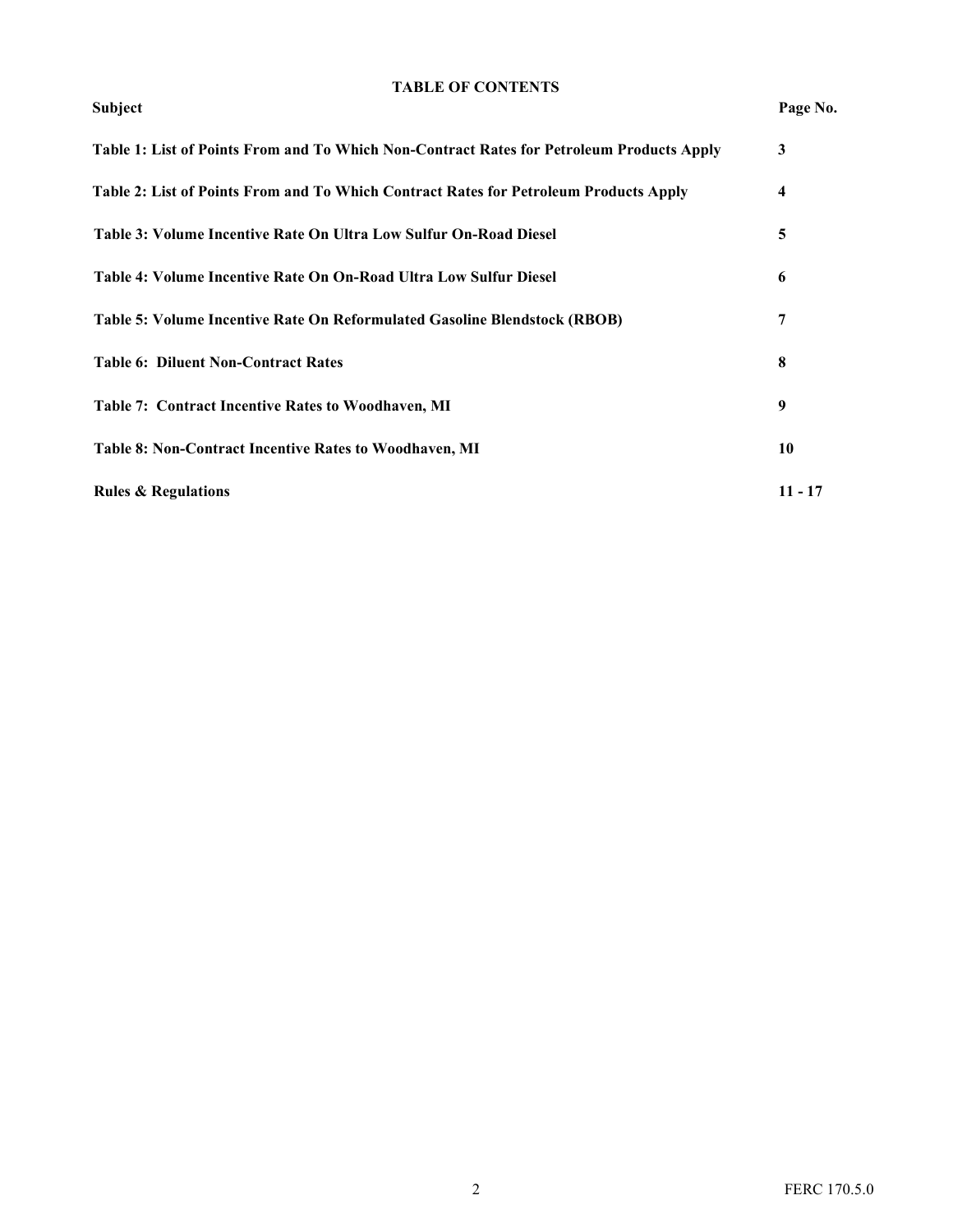**TABLE OF CONTENTS**

| Subject | Page No. |
|---|---|
| **Table 1: List of Points From and To Which Non-Contract Rates for Petroleum Products Apply** | **3** |
| **Table 2: List of Points From and To Which Contract Rates for Petroleum Products Apply** | **4** |
| **Table 3: Volume Incentive Rate On Ultra Low Sulfur On-Road Diesel** | **5** |
| **Table 4: Volume Incentive Rate On On-Road Ultra Low Sulfur Diesel** | **6** |
| **Table 5: Volume Incentive Rate On Reformulated Gasoline Blendstock (RBOB)** | **7** |
| **Table 6: Diluent Non-Contract Rates** | **8** |
| **Table 7: Contract Incentive Rates to Woodhaven, MI** | **9** |
| **Table 8: Non-Contract Incentive Rates to Woodhaven, MI** | **10** |
| **Rules & Regulations** | **11 - 17** |

FERC 170.5.0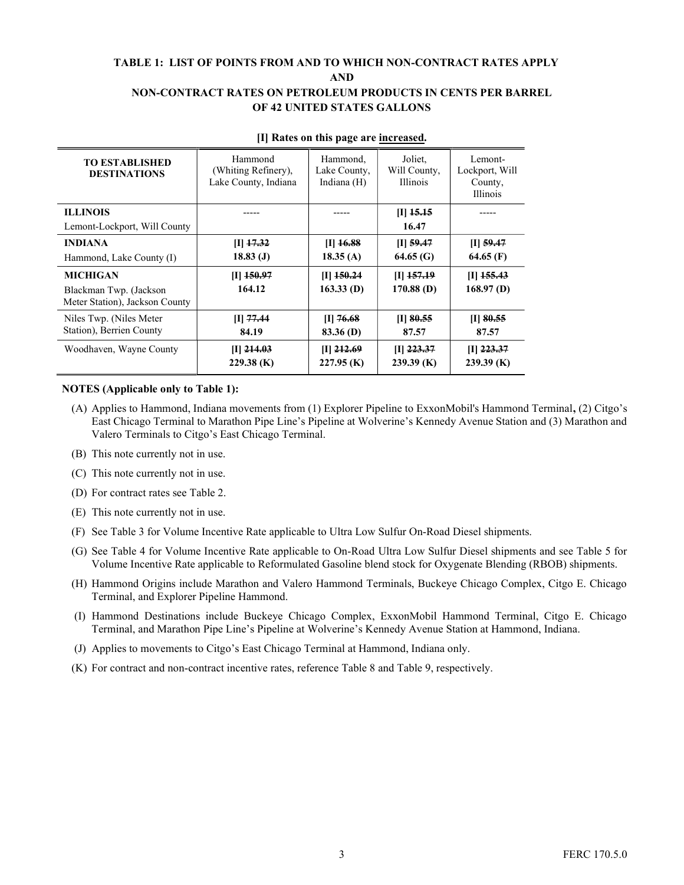**TABLE 1: LIST OF POINTS FROM AND TO WHICH NON-CONTRACT RATES APPLY**

**AND**

**NON-CONTRACT RATES ON PETROLEUM PRODUCTS IN CENTS PER BARREL OF 42 UNITED STATES GALLONS**

**[I] Rates on this page are increased.**

| TO ESTABLISHED DESTINATIONS | Hammond (Whiting Refinery), Lake County, Indiana | Hammond, Lake County, Indiana (H) | Joliet, Will County, Illinois | Lemont-Lockport, Will County, Illinois |
|---|---|---|---|---|
| **ILLINOIS** Lemont-Lockport, Will County | ----- | ----- | **[I] ~~15.15~~ 16.47** | ----- |
| **INDIANA** Hammond, Lake County (I) | **[I] ~~17.32~~ 18.83 (J)** | **[I] ~~16.88~~ 18.35 (A)** | **[I] ~~59.47~~ 64.65 (G)** | **[I] ~~59.47~~ 64.65 (F)** |
| **MICHIGAN** Blackman Twp. (Jackson Meter Station), Jackson County | **[I] ~~150.97~~ 164.12** | **[I] ~~150.24~~ 163.33 (D)** | **[I] ~~157.19~~ 170.88 (D)** | **[I] ~~155.43~~ 168.97 (D)** |
| Niles Twp. (Niles Meter Station), Berrien County | **[I] ~~77.44~~ 84.19** | **[I] ~~76.68~~ 83.36 (D)** | **[I] ~~80.55~~ 87.57** | **[I] ~~80.55~~ 87.57** |
| Woodhaven, Wayne County | **[I] ~~214.03~~ 229.38 (K)** | **[I] ~~212.69~~ 227.95 (K)** | **[I] ~~223.37~~ 239.39 (K)** | **[I] ~~223.37~~ 239.39 (K)** |

**NOTES (Applicable only to Table 1):**

(A) Applies to Hammond, Indiana movements from (1) Explorer Pipeline to ExxonMobil's Hammond Terminal**,** (2) Citgo's East Chicago Terminal to Marathon Pipe Line's Pipeline at Wolverine's Kennedy Avenue Station and (3) Marathon and Valero Terminals to Citgo's East Chicago Terminal.

(B) This note currently not in use.

(C) This note currently not in use.

(D) For contract rates see Table 2.

(E) This note currently not in use.

(F) See Table 3 for Volume Incentive Rate applicable to Ultra Low Sulfur On-Road Diesel shipments.

(G) See Table 4 for Volume Incentive Rate applicable to On-Road Ultra Low Sulfur Diesel shipments and see Table 5 for Volume Incentive Rate applicable to Reformulated Gasoline blend stock for Oxygenate Blending (RBOB) shipments.

(H) Hammond Origins include Marathon and Valero Hammond Terminals, Buckeye Chicago Complex, Citgo E. Chicago Terminal, and Explorer Pipeline Hammond.

(I) Hammond Destinations include Buckeye Chicago Complex, ExxonMobil Hammond Terminal, Citgo E. Chicago Terminal, and Marathon Pipe Line's Pipeline at Wolverine's Kennedy Avenue Station at Hammond, Indiana.

(J) Applies to movements to Citgo's East Chicago Terminal at Hammond, Indiana only.

(K) For contract and non-contract incentive rates, reference Table 8 and Table 9, respectively.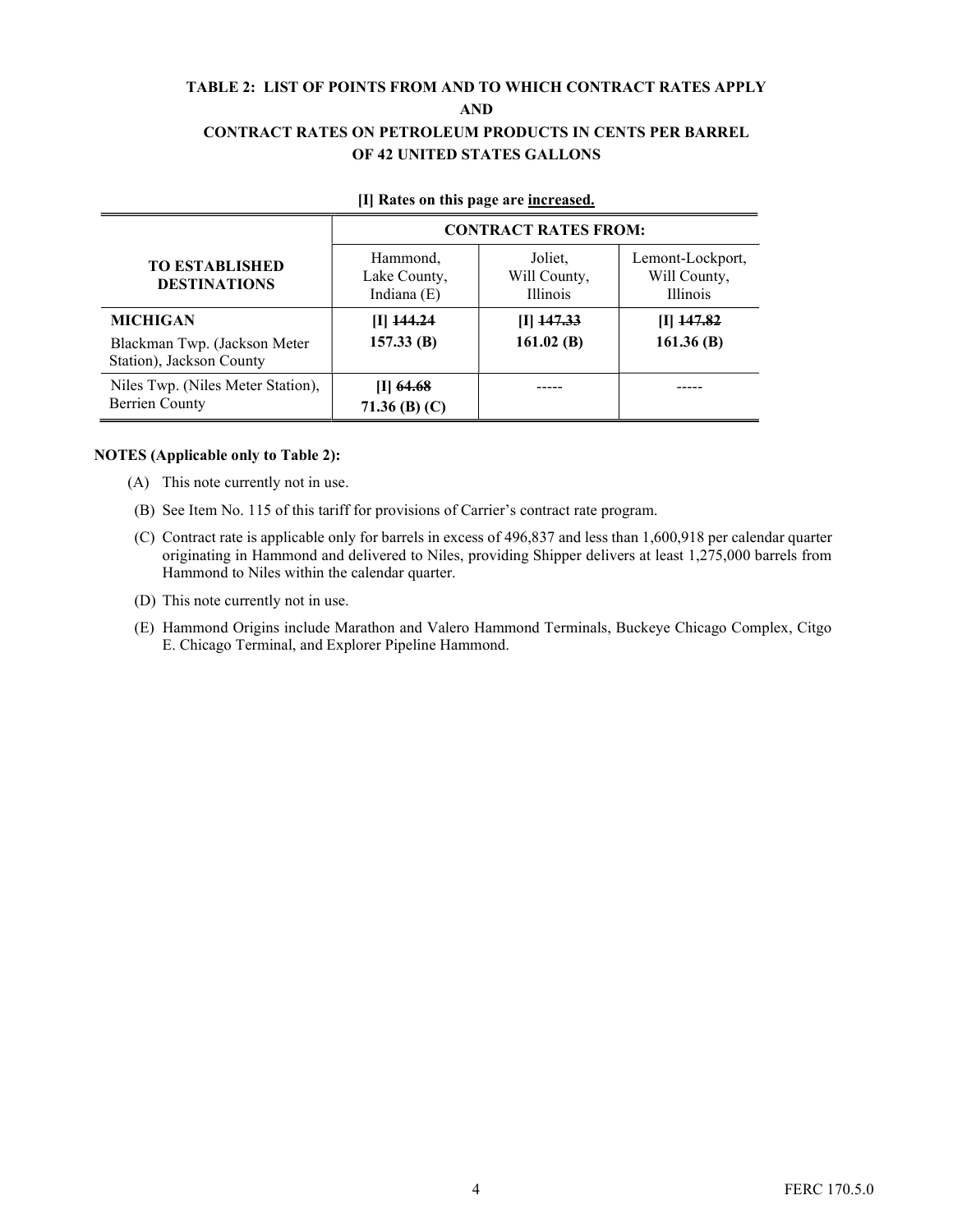# TABLE 2: LIST OF POINTS FROM AND TO WHICH CONTRACT RATES APPLY AND CONTRACT RATES ON PETROLEUM PRODUCTS IN CENTS PER BARREL OF 42 UNITED STATES GALLONS

**[I] Rates on this page are <u>increased.</u>**

| TO ESTABLISHED DESTINATIONS | CONTRACT RATES FROM: | | |
|---|---|---|---|
| | Hammond, Lake County, Indiana (E) | Joliet, Will County, Illinois | Lemont-Lockport, Will County, Illinois |
| **MICHIGAN** Blackman Twp. (Jackson Meter Station), Jackson County | **[I] ~~144.24~~ 157.33 (B)** | **[I] ~~147.33~~ 161.02 (B)** | **[I] ~~147.82~~ 161.36 (B)** |
| Niles Twp. (Niles Meter Station), Berrien County | **[I] ~~64.68~~ 71.36 (B) (C)** | ----- | ----- |

**NOTES (Applicable only to Table 2):**

(A) This note currently not in use.

(B) See Item No. 115 of this tariff for provisions of Carrier's contract rate program.

(C) Contract rate is applicable only for barrels in excess of 496,837 and less than 1,600,918 per calendar quarter originating in Hammond and delivered to Niles, providing Shipper delivers at least 1,275,000 barrels from Hammond to Niles within the calendar quarter.

(D) This note currently not in use.

(E) Hammond Origins include Marathon and Valero Hammond Terminals, Buckeye Chicago Complex, Citgo E. Chicago Terminal, and Explorer Pipeline Hammond.

FERC 170.5.0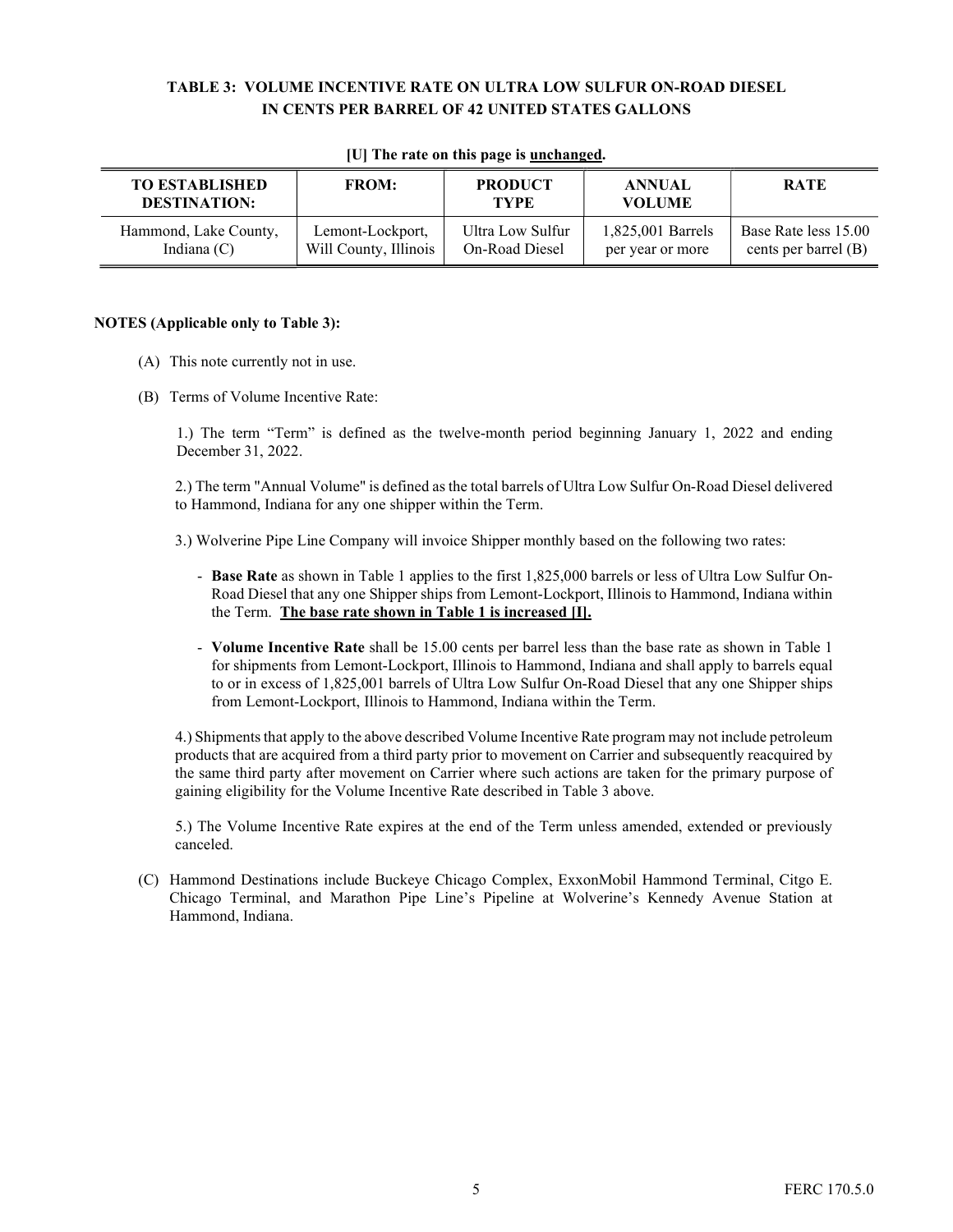## TABLE 3: VOLUME INCENTIVE RATE ON ULTRA LOW SULFUR ON-ROAD DIESEL IN CENTS PER BARREL OF 42 UNITED STATES GALLONS

**[U] The rate on this page is unchanged.**

| TO ESTABLISHED DESTINATION: | FROM: | PRODUCT TYPE | ANNUAL VOLUME | RATE |
|---|---|---|---|---|
| Hammond, Lake County, Indiana (C) | Lemont-Lockport, Will County, Illinois | Ultra Low Sulfur On-Road Diesel | 1,825,001 Barrels per year or more | Base Rate less 15.00 cents per barrel (B) |

**NOTES (Applicable only to Table 3):**

(A) This note currently not in use.

(B) Terms of Volume Incentive Rate:

1.) The term "Term" is defined as the twelve-month period beginning January 1, 2022 and ending December 31, 2022.

2.) The term "Annual Volume" is defined as the total barrels of Ultra Low Sulfur On-Road Diesel delivered to Hammond, Indiana for any one shipper within the Term.

3.) Wolverine Pipe Line Company will invoice Shipper monthly based on the following two rates:

- **Base Rate** as shown in Table 1 applies to the first 1,825,000 barrels or less of Ultra Low Sulfur On-Road Diesel that any one Shipper ships from Lemont-Lockport, Illinois to Hammond, Indiana within the Term. **The base rate shown in Table 1 is increased [I].**
- **Volume Incentive Rate** shall be 15.00 cents per barrel less than the base rate as shown in Table 1 for shipments from Lemont-Lockport, Illinois to Hammond, Indiana and shall apply to barrels equal to or in excess of 1,825,001 barrels of Ultra Low Sulfur On-Road Diesel that any one Shipper ships from Lemont-Lockport, Illinois to Hammond, Indiana within the Term.

4.) Shipments that apply to the above described Volume Incentive Rate program may not include petroleum products that are acquired from a third party prior to movement on Carrier and subsequently reacquired by the same third party after movement on Carrier where such actions are taken for the primary purpose of gaining eligibility for the Volume Incentive Rate described in Table 3 above.

5.) The Volume Incentive Rate expires at the end of the Term unless amended, extended or previously canceled.

(C) Hammond Destinations include Buckeye Chicago Complex, ExxonMobil Hammond Terminal, Citgo E. Chicago Terminal, and Marathon Pipe Line's Pipeline at Wolverine's Kennedy Avenue Station at Hammond, Indiana.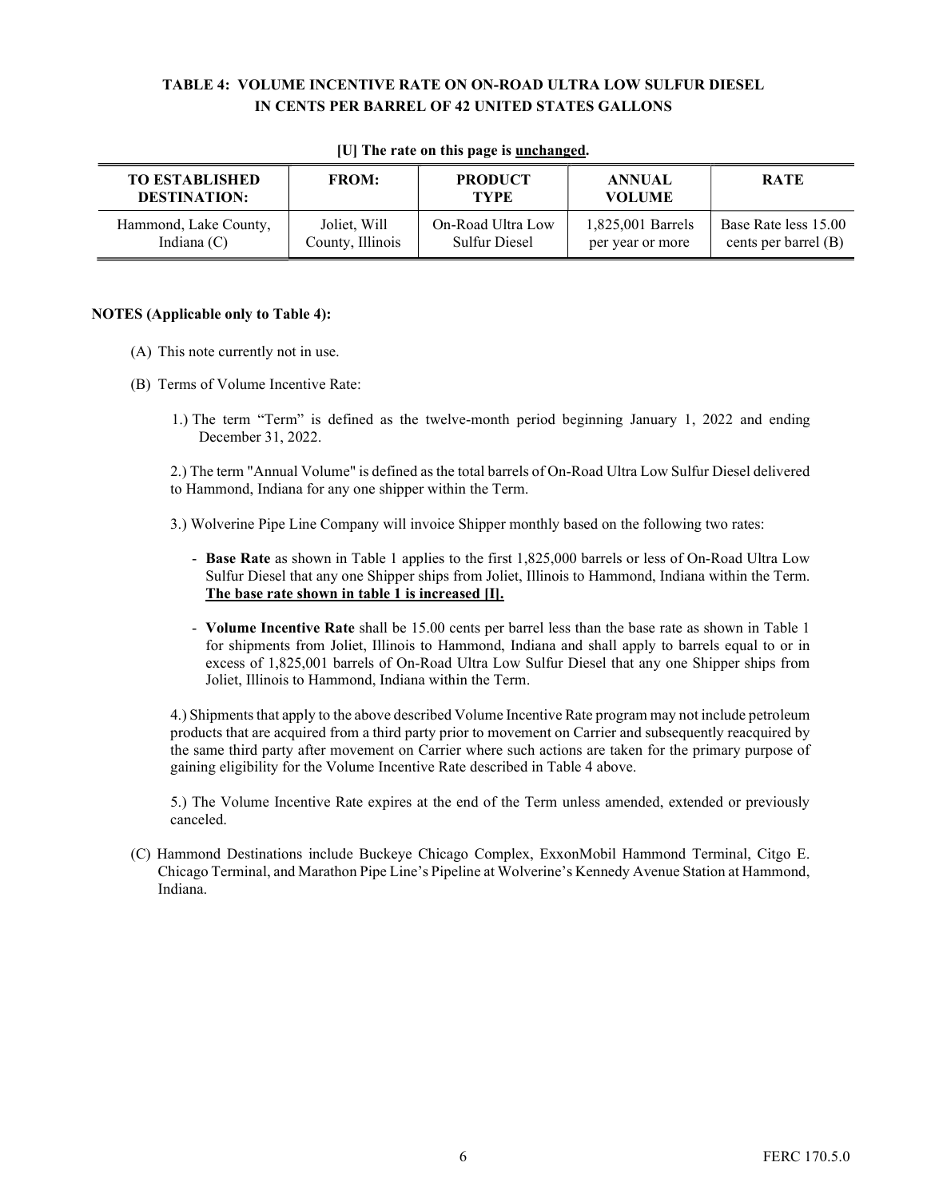## TABLE 4: VOLUME INCENTIVE RATE ON ON-ROAD ULTRA LOW SULFUR DIESEL IN CENTS PER BARREL OF 42 UNITED STATES GALLONS

**[U] The rate on this page is <u>unchanged</u>.**

| TO ESTABLISHED DESTINATION: | FROM: | PRODUCT TYPE | ANNUAL VOLUME | RATE |
|---|---|---|---|---|
| Hammond, Lake County, Indiana (C) | Joliet, Will County, Illinois | On-Road Ultra Low Sulfur Diesel | 1,825,001 Barrels per year or more | Base Rate less 15.00 cents per barrel (B) |

**NOTES (Applicable only to Table 4):**

(A) This note currently not in use.

(B) Terms of Volume Incentive Rate:

1.) The term "Term" is defined as the twelve-month period beginning January 1, 2022 and ending December 31, 2022.

2.) The term "Annual Volume" is defined as the total barrels of On-Road Ultra Low Sulfur Diesel delivered to Hammond, Indiana for any one shipper within the Term.

3.) Wolverine Pipe Line Company will invoice Shipper monthly based on the following two rates:

- **Base Rate** as shown in Table 1 applies to the first 1,825,000 barrels or less of On-Road Ultra Low Sulfur Diesel that any one Shipper ships from Joliet, Illinois to Hammond, Indiana within the Term. **<u>The base rate shown in table 1 is increased [I].</u>**
- **Volume Incentive Rate** shall be 15.00 cents per barrel less than the base rate as shown in Table 1 for shipments from Joliet, Illinois to Hammond, Indiana and shall apply to barrels equal to or in excess of 1,825,001 barrels of On-Road Ultra Low Sulfur Diesel that any one Shipper ships from Joliet, Illinois to Hammond, Indiana within the Term.

4.) Shipments that apply to the above described Volume Incentive Rate program may not include petroleum products that are acquired from a third party prior to movement on Carrier and subsequently reacquired by the same third party after movement on Carrier where such actions are taken for the primary purpose of gaining eligibility for the Volume Incentive Rate described in Table 4 above.

5.) The Volume Incentive Rate expires at the end of the Term unless amended, extended or previously canceled.

(C) Hammond Destinations include Buckeye Chicago Complex, ExxonMobil Hammond Terminal, Citgo E. Chicago Terminal, and Marathon Pipe Line's Pipeline at Wolverine's Kennedy Avenue Station at Hammond, Indiana.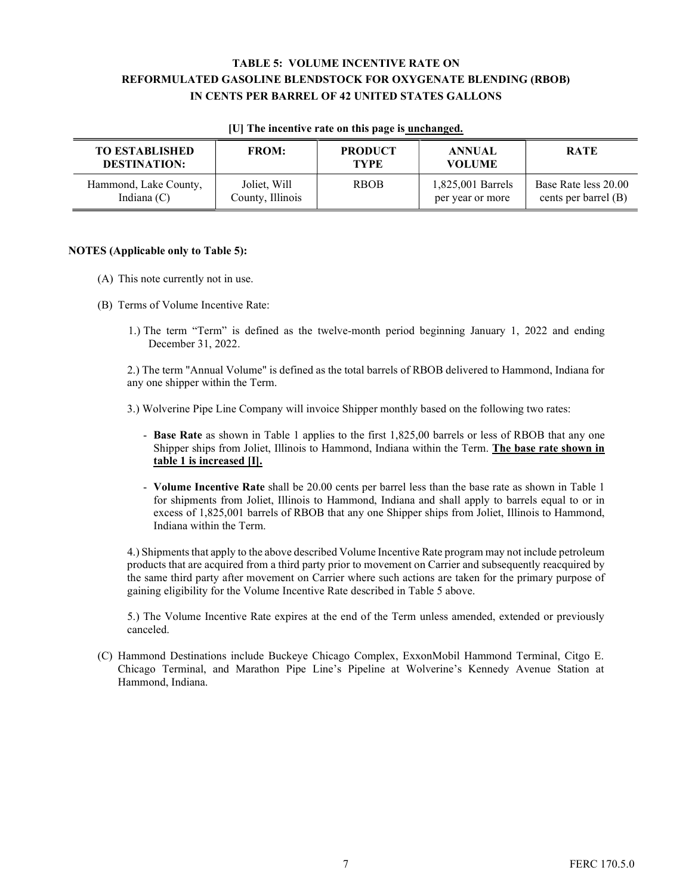# TABLE 5: VOLUME INCENTIVE RATE ON REFORMULATED GASOLINE BLENDSTOCK FOR OXYGENATE BLENDING (RBOB) IN CENTS PER BARREL OF 42 UNITED STATES GALLONS

**[U] The incentive rate on this page is unchanged.**

| TO ESTABLISHED DESTINATION: | FROM: | PRODUCT TYPE | ANNUAL VOLUME | RATE |
|---|---|---|---|---|
| Hammond, Lake County, Indiana (C) | Joliet, Will County, Illinois | RBOB | 1,825,001 Barrels per year or more | Base Rate less 20.00 cents per barrel (B) |

**NOTES (Applicable only to Table 5):**

(A) This note currently not in use.

(B) Terms of Volume Incentive Rate:

1.) The term "Term" is defined as the twelve-month period beginning January 1, 2022 and ending December 31, 2022.

2.) The term "Annual Volume" is defined as the total barrels of RBOB delivered to Hammond, Indiana for any one shipper within the Term.

3.) Wolverine Pipe Line Company will invoice Shipper monthly based on the following two rates:

- **Base Rate** as shown in Table 1 applies to the first 1,825,00 barrels or less of RBOB that any one Shipper ships from Joliet, Illinois to Hammond, Indiana within the Term. **The base rate shown in table 1 is increased [I].**

- **Volume Incentive Rate** shall be 20.00 cents per barrel less than the base rate as shown in Table 1 for shipments from Joliet, Illinois to Hammond, Indiana and shall apply to barrels equal to or in excess of 1,825,001 barrels of RBOB that any one Shipper ships from Joliet, Illinois to Hammond, Indiana within the Term.

4.) Shipments that apply to the above described Volume Incentive Rate program may not include petroleum products that are acquired from a third party prior to movement on Carrier and subsequently reacquired by the same third party after movement on Carrier where such actions are taken for the primary purpose of gaining eligibility for the Volume Incentive Rate described in Table 5 above.

5.) The Volume Incentive Rate expires at the end of the Term unless amended, extended or previously canceled.

(C) Hammond Destinations include Buckeye Chicago Complex, ExxonMobil Hammond Terminal, Citgo E. Chicago Terminal, and Marathon Pipe Line's Pipeline at Wolverine's Kennedy Avenue Station at Hammond, Indiana.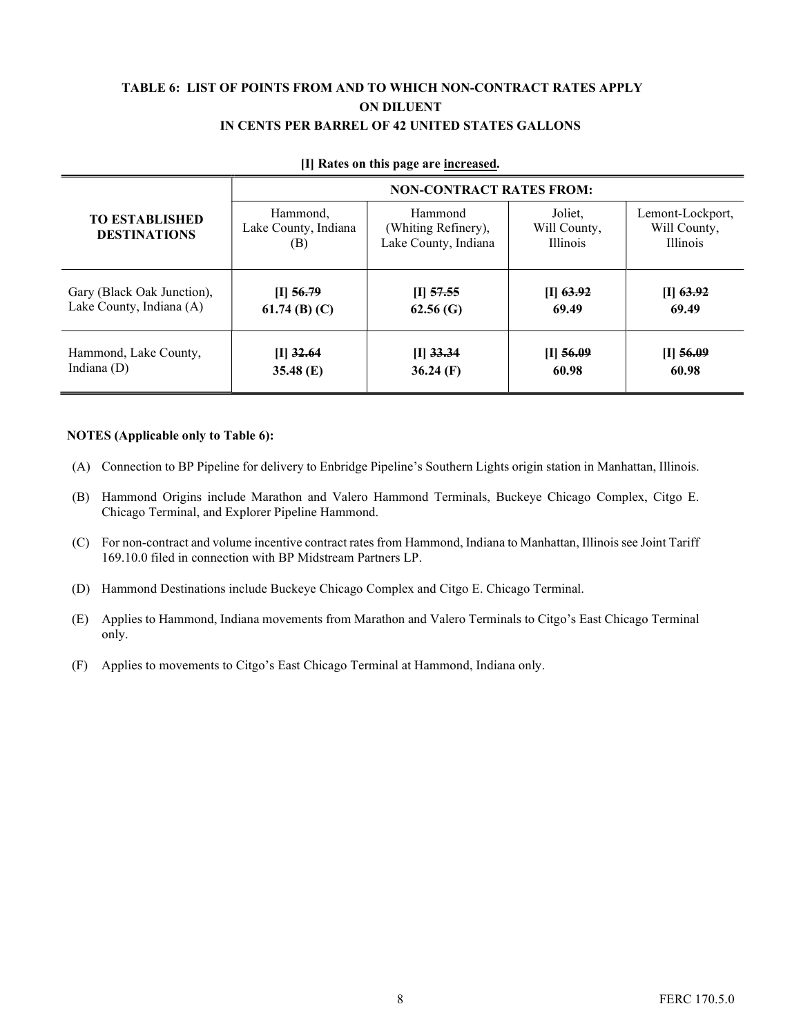**TABLE 6: LIST OF POINTS FROM AND TO WHICH NON-CONTRACT RATES APPLY ON DILUENT IN CENTS PER BARREL OF 42 UNITED STATES GALLONS**

**[I] Rates on this page are <u>increased</u>.**

| TO ESTABLISHED DESTINATIONS | NON-CONTRACT RATES FROM: | | | |
|---|---|---|---|---|
| | Hammond, Lake County, Indiana (B) | Hammond (Whiting Refinery), Lake County, Indiana | Joliet, Will County, Illinois | Lemont-Lockport, Will County, Illinois |
| Gary (Black Oak Junction), Lake County, Indiana (A) | **[I] ~~56.79~~ 61.74 (B) (C)** | **[I] ~~57.55~~ 62.56 (G)** | **[I] ~~63.92~~ 69.49** | **[I] ~~63.92~~ 69.49** |
| Hammond, Lake County, Indiana (D) | **[I] ~~32.64~~ 35.48 (E)** | **[I] ~~33.34~~ 36.24 (F)** | **[I] ~~56.09~~ 60.98** | **[I] ~~56.09~~ 60.98** |

**NOTES (Applicable only to Table 6):**

(A) Connection to BP Pipeline for delivery to Enbridge Pipeline's Southern Lights origin station in Manhattan, Illinois.

(B) Hammond Origins include Marathon and Valero Hammond Terminals, Buckeye Chicago Complex, Citgo E. Chicago Terminal, and Explorer Pipeline Hammond.

(C) For non-contract and volume incentive contract rates from Hammond, Indiana to Manhattan, Illinois see Joint Tariff 169.10.0 filed in connection with BP Midstream Partners LP.

(D) Hammond Destinations include Buckeye Chicago Complex and Citgo E. Chicago Terminal.

(E) Applies to Hammond, Indiana movements from Marathon and Valero Terminals to Citgo's East Chicago Terminal only.

(F) Applies to movements to Citgo's East Chicago Terminal at Hammond, Indiana only.

FERC 170.5.0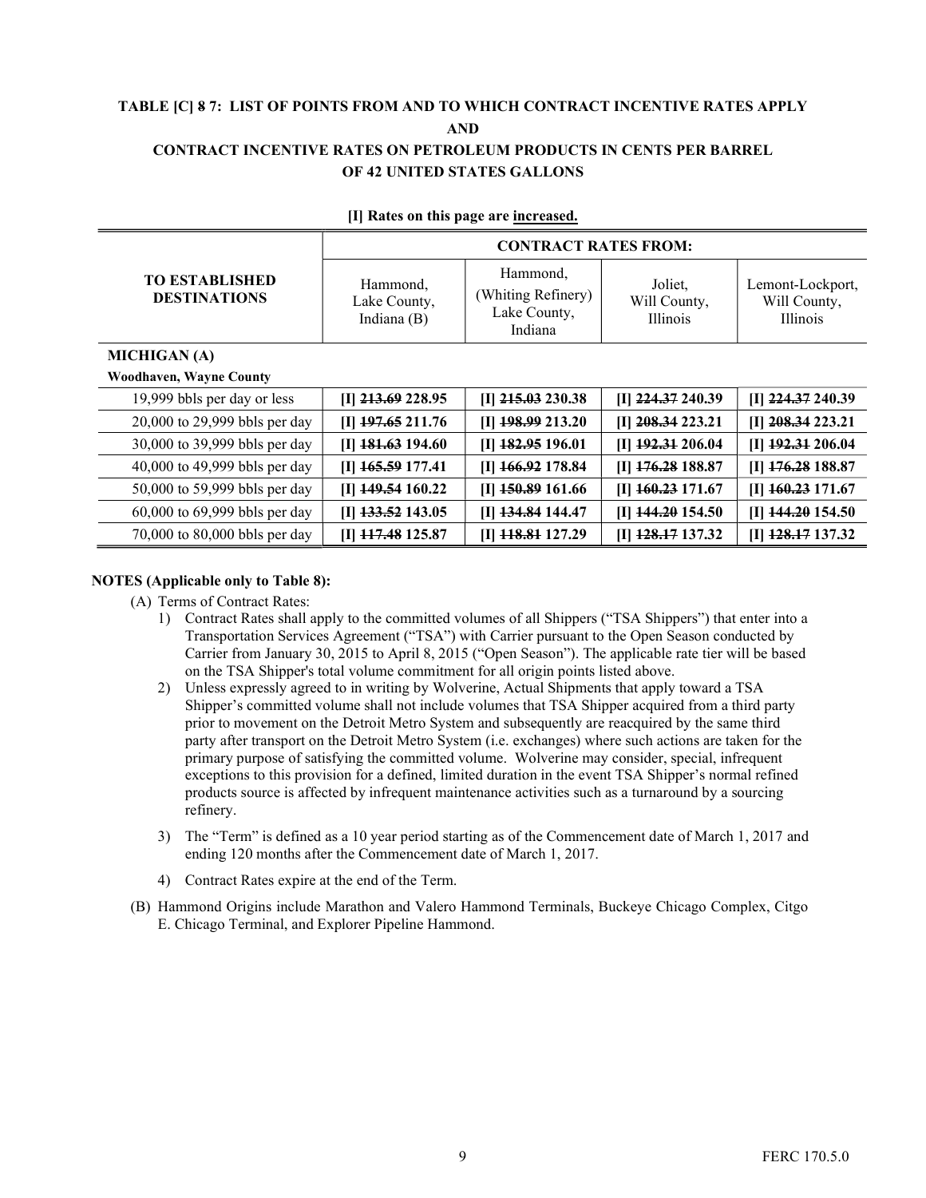# TABLE [C] 8 7: LIST OF POINTS FROM AND TO WHICH CONTRACT INCENTIVE RATES APPLY AND CONTRACT INCENTIVE RATES ON PETROLEUM PRODUCTS IN CENTS PER BARREL OF 42 UNITED STATES GALLONS

**[I] Rates on this page are increased.**

| TO ESTABLISHED DESTINATIONS | CONTRACT RATES FROM: | | | |
|---|---|---|---|---|
| | Hammond, Lake County, Indiana (B) | Hammond, (Whiting Refinery) Lake County, Indiana | Joliet, Will County, Illinois | Lemont-Lockport, Will County, Illinois |
| **MICHIGAN (A)** | | | | |
| **Woodhaven, Wayne County** | | | | |
| 19,999 bbls per day or less | **[I] ~~213.69~~ 228.95** | **[I] ~~215.03~~ 230.38** | **[I] ~~224.37~~ 240.39** | **[I] ~~224.37~~ 240.39** |
| 20,000 to 29,999 bbls per day | **[I] ~~197.65~~ 211.76** | **[I] ~~198.99~~ 213.20** | **[I] ~~208.34~~ 223.21** | **[I] ~~208.34~~ 223.21** |
| 30,000 to 39,999 bbls per day | **[I] ~~181.63~~ 194.60** | **[I] ~~182.95~~ 196.01** | **[I] ~~192.31~~ 206.04** | **[I] ~~192.31~~ 206.04** |
| 40,000 to 49,999 bbls per day | **[I] ~~165.59~~ 177.41** | **[I] ~~166.92~~ 178.84** | **[I] ~~176.28~~ 188.87** | **[I] ~~176.28~~ 188.87** |
| 50,000 to 59,999 bbls per day | **[I] ~~149.54~~ 160.22** | **[I] ~~150.89~~ 161.66** | **[I] ~~160.23~~ 171.67** | **[I] ~~160.23~~ 171.67** |
| 60,000 to 69,999 bbls per day | **[I] ~~133.52~~ 143.05** | **[I] ~~134.84~~ 144.47** | **[I] ~~144.20~~ 154.50** | **[I] ~~144.20~~ 154.50** |
| 70,000 to 80,000 bbls per day | **[I] ~~117.48~~ 125.87** | **[I] ~~118.81~~ 127.29** | **[I] ~~128.17~~ 137.32** | **[I] ~~128.17~~ 137.32** |

**NOTES (Applicable only to Table 8):**

(A) Terms of Contract Rates:

1) Contract Rates shall apply to the committed volumes of all Shippers ("TSA Shippers") that enter into a Transportation Services Agreement ("TSA") with Carrier pursuant to the Open Season conducted by Carrier from January 30, 2015 to April 8, 2015 ("Open Season"). The applicable rate tier will be based on the TSA Shipper's total volume commitment for all origin points listed above.

2) Unless expressly agreed to in writing by Wolverine, Actual Shipments that apply toward a TSA Shipper's committed volume shall not include volumes that TSA Shipper acquired from a third party prior to movement on the Detroit Metro System and subsequently are reacquired by the same third party after transport on the Detroit Metro System (i.e. exchanges) where such actions are taken for the primary purpose of satisfying the committed volume. Wolverine may consider, special, infrequent exceptions to this provision for a defined, limited duration in the event TSA Shipper's normal refined products source is affected by infrequent maintenance activities such as a turnaround by a sourcing refinery.

3) The "Term" is defined as a 10 year period starting as of the Commencement date of March 1, 2017 and ending 120 months after the Commencement date of March 1, 2017.

4) Contract Rates expire at the end of the Term.

(B) Hammond Origins include Marathon and Valero Hammond Terminals, Buckeye Chicago Complex, Citgo E. Chicago Terminal, and Explorer Pipeline Hammond.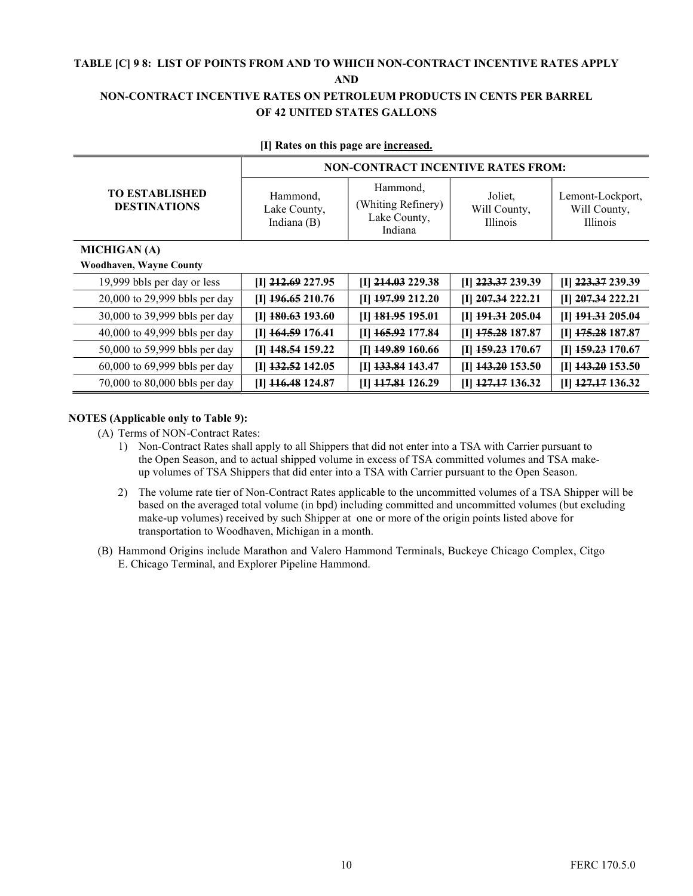**TABLE [C] ~~9~~ 8: LIST OF POINTS FROM AND TO WHICH NON-CONTRACT INCENTIVE RATES APPLY AND NON-CONTRACT INCENTIVE RATES ON PETROLEUM PRODUCTS IN CENTS PER BARREL OF 42 UNITED STATES GALLONS**

**[I] Rates on this page are increased.**

| TO ESTABLISHED DESTINATIONS | NON-CONTRACT INCENTIVE RATES FROM: | | | |
|---|---|---|---|---|
| | Hammond, Lake County, Indiana (B) | Hammond, (Whiting Refinery) Lake County, Indiana | Joliet, Will County, Illinois | Lemont-Lockport, Will County, Illinois |
| **MICHIGAN (A)** | | | | |
| **Woodhaven, Wayne County** | | | | |
| 19,999 bbls per day or less | **[I] ~~212.69~~ 227.95** | **[I] ~~214.03~~ 229.38** | **[I] ~~223.37~~ 239.39** | **[I] ~~223.37~~ 239.39** |
| 20,000 to 29,999 bbls per day | **[I] ~~196.65~~ 210.76** | **[I] ~~197.99~~ 212.20** | **[I] ~~207.34~~ 222.21** | **[I] ~~207.34~~ 222.21** |
| 30,000 to 39,999 bbls per day | **[I] ~~180.63~~ 193.60** | **[I] ~~181.95~~ 195.01** | **[I] ~~191.31~~ 205.04** | **[I] ~~191.31~~ 205.04** |
| 40,000 to 49,999 bbls per day | **[I] ~~164.59~~ 176.41** | **[I] ~~165.92~~ 177.84** | **[I] ~~175.28~~ 187.87** | **[I] ~~175.28~~ 187.87** |
| 50,000 to 59,999 bbls per day | **[I] ~~148.54~~ 159.22** | **[I] ~~149.89~~ 160.66** | **[I] ~~159.23~~ 170.67** | **[I] ~~159.23~~ 170.67** |
| 60,000 to 69,999 bbls per day | **[I] ~~132.52~~ 142.05** | **[I] ~~133.84~~ 143.47** | **[I] ~~143.20~~ 153.50** | **[I] ~~143.20~~ 153.50** |
| 70,000 to 80,000 bbls per day | **[I] ~~116.48~~ 124.87** | **[I] ~~117.81~~ 126.29** | **[I] ~~127.17~~ 136.32** | **[I] ~~127.17~~ 136.32** |

**NOTES (Applicable only to Table 9):**

(A) Terms of NON-Contract Rates:

1) Non-Contract Rates shall apply to all Shippers that did not enter into a TSA with Carrier pursuant to the Open Season, and to actual shipped volume in excess of TSA committed volumes and TSA make-up volumes of TSA Shippers that did enter into a TSA with Carrier pursuant to the Open Season.

2) The volume rate tier of Non-Contract Rates applicable to the uncommitted volumes of a TSA Shipper will be based on the averaged total volume (in bpd) including committed and uncommitted volumes (but excluding make-up volumes) received by such Shipper at one or more of the origin points listed above for transportation to Woodhaven, Michigan in a month.

(B) Hammond Origins include Marathon and Valero Hammond Terminals, Buckeye Chicago Complex, Citgo E. Chicago Terminal, and Explorer Pipeline Hammond.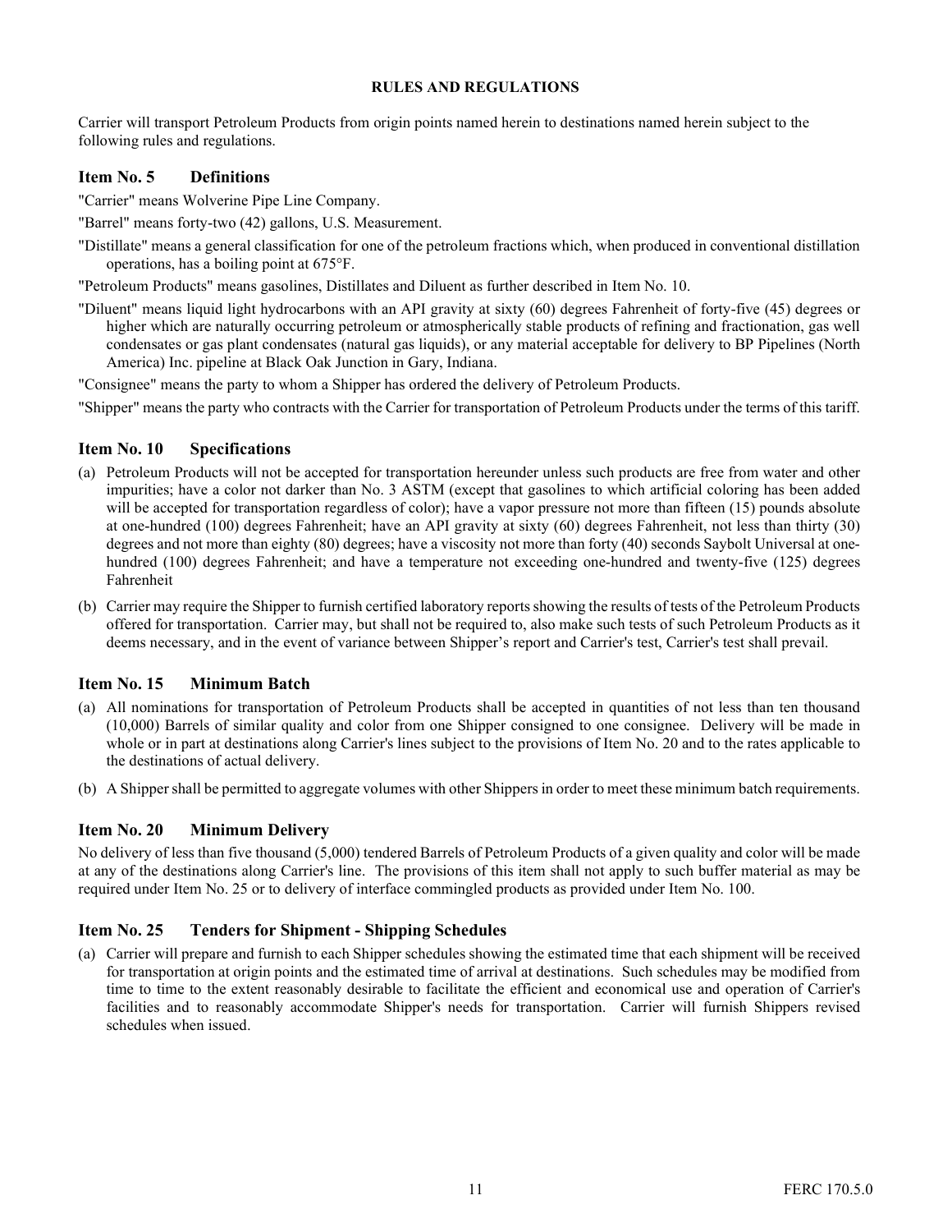## RULES AND REGULATIONS

Carrier will transport Petroleum Products from origin points named herein to destinations named herein subject to the following rules and regulations.

### Item No. 5 Definitions

"Carrier" means Wolverine Pipe Line Company.

"Barrel" means forty-two (42) gallons, U.S. Measurement.

"Distillate" means a general classification for one of the petroleum fractions which, when produced in conventional distillation operations, has a boiling point at 675°F.

"Petroleum Products" means gasolines, Distillates and Diluent as further described in Item No. 10.

"Diluent" means liquid light hydrocarbons with an API gravity at sixty (60) degrees Fahrenheit of forty-five (45) degrees or higher which are naturally occurring petroleum or atmospherically stable products of refining and fractionation, gas well condensates or gas plant condensates (natural gas liquids), or any material acceptable for delivery to BP Pipelines (North America) Inc. pipeline at Black Oak Junction in Gary, Indiana.

"Consignee" means the party to whom a Shipper has ordered the delivery of Petroleum Products.

"Shipper" means the party who contracts with the Carrier for transportation of Petroleum Products under the terms of this tariff.

### Item No. 10 Specifications

(a) Petroleum Products will not be accepted for transportation hereunder unless such products are free from water and other impurities; have a color not darker than No. 3 ASTM (except that gasolines to which artificial coloring has been added will be accepted for transportation regardless of color); have a vapor pressure not more than fifteen (15) pounds absolute at one-hundred (100) degrees Fahrenheit; have an API gravity at sixty (60) degrees Fahrenheit, not less than thirty (30) degrees and not more than eighty (80) degrees; have a viscosity not more than forty (40) seconds Saybolt Universal at one-hundred (100) degrees Fahrenheit; and have a temperature not exceeding one-hundred and twenty-five (125) degrees Fahrenheit

(b) Carrier may require the Shipper to furnish certified laboratory reports showing the results of tests of the Petroleum Products offered for transportation. Carrier may, but shall not be required to, also make such tests of such Petroleum Products as it deems necessary, and in the event of variance between Shipper's report and Carrier's test, Carrier's test shall prevail.

### Item No. 15 Minimum Batch

(a) All nominations for transportation of Petroleum Products shall be accepted in quantities of not less than ten thousand (10,000) Barrels of similar quality and color from one Shipper consigned to one consignee. Delivery will be made in whole or in part at destinations along Carrier's lines subject to the provisions of Item No. 20 and to the rates applicable to the destinations of actual delivery.

(b) A Shipper shall be permitted to aggregate volumes with other Shippers in order to meet these minimum batch requirements.

### Item No. 20 Minimum Delivery

No delivery of less than five thousand (5,000) tendered Barrels of Petroleum Products of a given quality and color will be made at any of the destinations along Carrier's line. The provisions of this item shall not apply to such buffer material as may be required under Item No. 25 or to delivery of interface commingled products as provided under Item No. 100.

### Item No. 25 Tenders for Shipment - Shipping Schedules

(a) Carrier will prepare and furnish to each Shipper schedules showing the estimated time that each shipment will be received for transportation at origin points and the estimated time of arrival at destinations. Such schedules may be modified from time to time to the extent reasonably desirable to facilitate the efficient and economical use and operation of Carrier's facilities and to reasonably accommodate Shipper's needs for transportation. Carrier will furnish Shippers revised schedules when issued.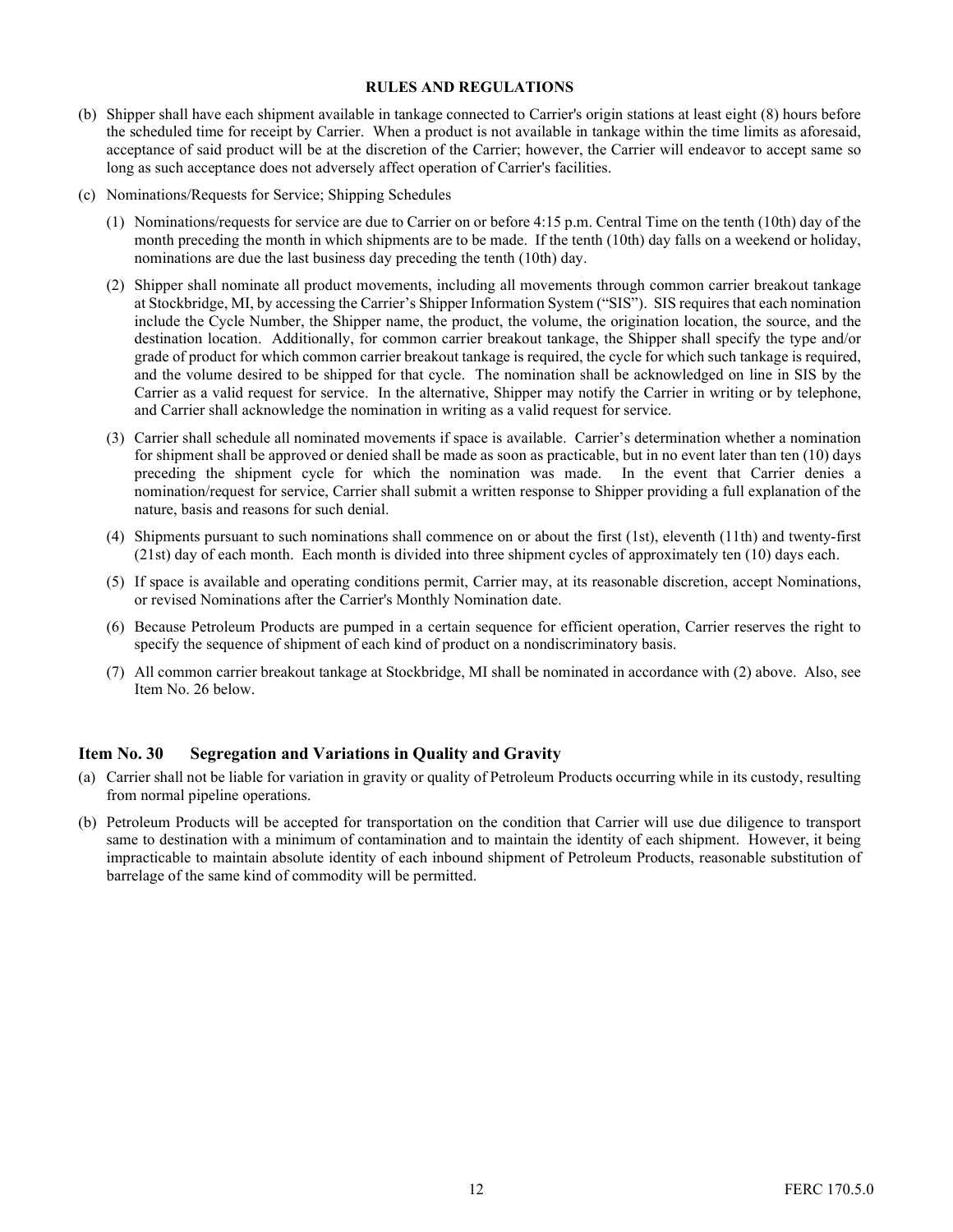**RULES AND REGULATIONS**

(b) Shipper shall have each shipment available in tankage connected to Carrier's origin stations at least eight (8) hours before the scheduled time for receipt by Carrier. When a product is not available in tankage within the time limits as aforesaid, acceptance of said product will be at the discretion of the Carrier; however, the Carrier will endeavor to accept same so long as such acceptance does not adversely affect operation of Carrier's facilities.

(c) Nominations/Requests for Service; Shipping Schedules

(1) Nominations/requests for service are due to Carrier on or before 4:15 p.m. Central Time on the tenth (10th) day of the month preceding the month in which shipments are to be made. If the tenth (10th) day falls on a weekend or holiday, nominations are due the last business day preceding the tenth (10th) day.

(2) Shipper shall nominate all product movements, including all movements through common carrier breakout tankage at Stockbridge, MI, by accessing the Carrier's Shipper Information System ("SIS"). SIS requires that each nomination include the Cycle Number, the Shipper name, the product, the volume, the origination location, the source, and the destination location. Additionally, for common carrier breakout tankage, the Shipper shall specify the type and/or grade of product for which common carrier breakout tankage is required, the cycle for which such tankage is required, and the volume desired to be shipped for that cycle. The nomination shall be acknowledged on line in SIS by the Carrier as a valid request for service. In the alternative, Shipper may notify the Carrier in writing or by telephone, and Carrier shall acknowledge the nomination in writing as a valid request for service.

(3) Carrier shall schedule all nominated movements if space is available. Carrier's determination whether a nomination for shipment shall be approved or denied shall be made as soon as practicable, but in no event later than ten (10) days preceding the shipment cycle for which the nomination was made. In the event that Carrier denies a nomination/request for service, Carrier shall submit a written response to Shipper providing a full explanation of the nature, basis and reasons for such denial.

(4) Shipments pursuant to such nominations shall commence on or about the first (1st), eleventh (11th) and twenty-first (21st) day of each month. Each month is divided into three shipment cycles of approximately ten (10) days each.

(5) If space is available and operating conditions permit, Carrier may, at its reasonable discretion, accept Nominations, or revised Nominations after the Carrier's Monthly Nomination date.

(6) Because Petroleum Products are pumped in a certain sequence for efficient operation, Carrier reserves the right to specify the sequence of shipment of each kind of product on a nondiscriminatory basis.

(7) All common carrier breakout tankage at Stockbridge, MI shall be nominated in accordance with (2) above. Also, see Item No. 26 below.

## Item No. 30 Segregation and Variations in Quality and Gravity

(a) Carrier shall not be liable for variation in gravity or quality of Petroleum Products occurring while in its custody, resulting from normal pipeline operations.

(b) Petroleum Products will be accepted for transportation on the condition that Carrier will use due diligence to transport same to destination with a minimum of contamination and to maintain the identity of each shipment. However, it being impracticable to maintain absolute identity of each inbound shipment of Petroleum Products, reasonable substitution of barrelage of the same kind of commodity will be permitted.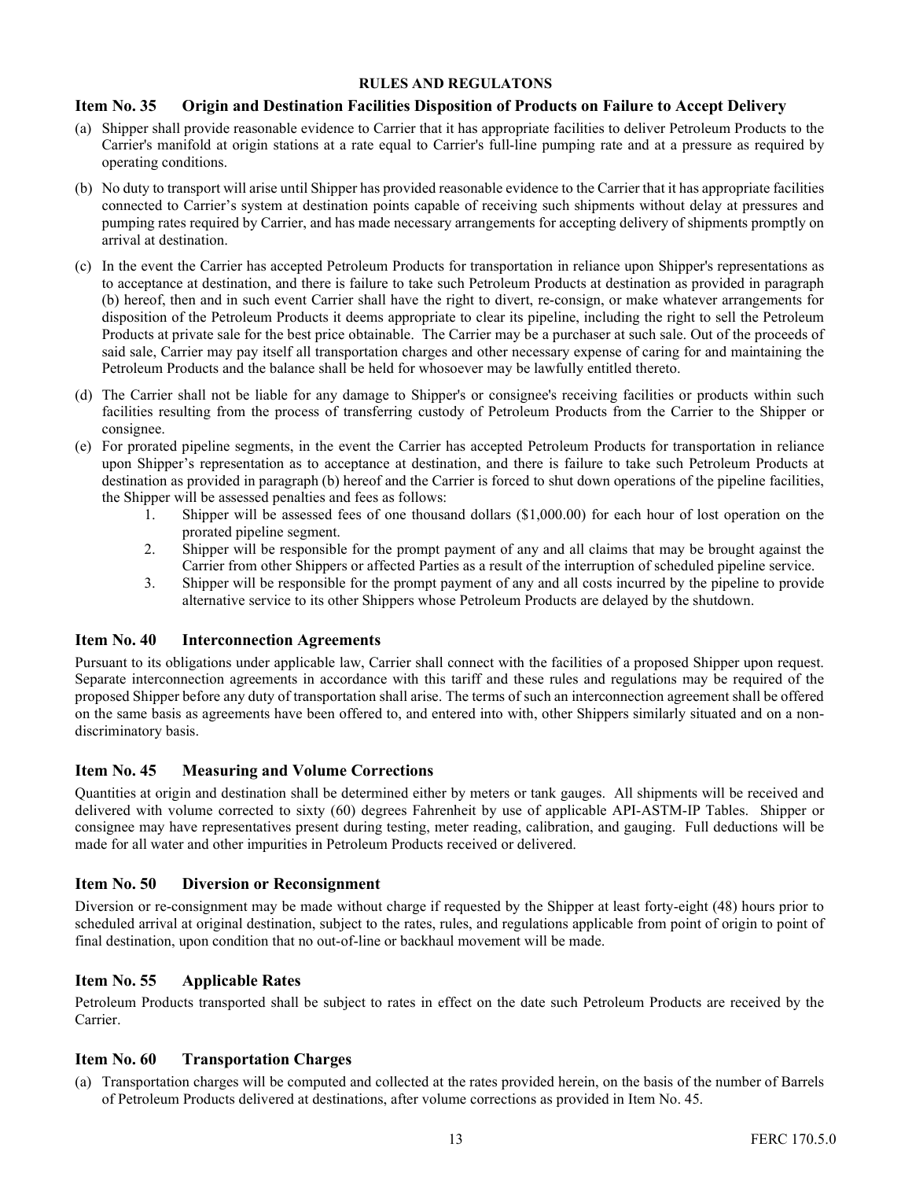**RULES AND REGULATONS**

## Item No. 35 Origin and Destination Facilities Disposition of Products on Failure to Accept Delivery

(a) Shipper shall provide reasonable evidence to Carrier that it has appropriate facilities to deliver Petroleum Products to the Carrier's manifold at origin stations at a rate equal to Carrier's full-line pumping rate and at a pressure as required by operating conditions.

(b) No duty to transport will arise until Shipper has provided reasonable evidence to the Carrier that it has appropriate facilities connected to Carrier's system at destination points capable of receiving such shipments without delay at pressures and pumping rates required by Carrier, and has made necessary arrangements for accepting delivery of shipments promptly on arrival at destination.

(c) In the event the Carrier has accepted Petroleum Products for transportation in reliance upon Shipper's representations as to acceptance at destination, and there is failure to take such Petroleum Products at destination as provided in paragraph (b) hereof, then and in such event Carrier shall have the right to divert, re-consign, or make whatever arrangements for disposition of the Petroleum Products it deems appropriate to clear its pipeline, including the right to sell the Petroleum Products at private sale for the best price obtainable. The Carrier may be a purchaser at such sale. Out of the proceeds of said sale, Carrier may pay itself all transportation charges and other necessary expense of caring for and maintaining the Petroleum Products and the balance shall be held for whosoever may be lawfully entitled thereto.

(d) The Carrier shall not be liable for any damage to Shipper's or consignee's receiving facilities or products within such facilities resulting from the process of transferring custody of Petroleum Products from the Carrier to the Shipper or consignee.

(e) For prorated pipeline segments, in the event the Carrier has accepted Petroleum Products for transportation in reliance upon Shipper's representation as to acceptance at destination, and there is failure to take such Petroleum Products at destination as provided in paragraph (b) hereof and the Carrier is forced to shut down operations of the pipeline facilities, the Shipper will be assessed penalties and fees as follows:
   1. Shipper will be assessed fees of one thousand dollars ($1,000.00) for each hour of lost operation on the prorated pipeline segment.
   2. Shipper will be responsible for the prompt payment of any and all claims that may be brought against the Carrier from other Shippers or affected Parties as a result of the interruption of scheduled pipeline service.
   3. Shipper will be responsible for the prompt payment of any and all costs incurred by the pipeline to provide alternative service to its other Shippers whose Petroleum Products are delayed by the shutdown.

## Item No. 40 Interconnection Agreements

Pursuant to its obligations under applicable law, Carrier shall connect with the facilities of a proposed Shipper upon request. Separate interconnection agreements in accordance with this tariff and these rules and regulations may be required of the proposed Shipper before any duty of transportation shall arise. The terms of such an interconnection agreement shall be offered on the same basis as agreements have been offered to, and entered into with, other Shippers similarly situated and on a non-discriminatory basis.

## Item No. 45 Measuring and Volume Corrections

Quantities at origin and destination shall be determined either by meters or tank gauges. All shipments will be received and delivered with volume corrected to sixty (60) degrees Fahrenheit by use of applicable API-ASTM-IP Tables. Shipper or consignee may have representatives present during testing, meter reading, calibration, and gauging. Full deductions will be made for all water and other impurities in Petroleum Products received or delivered.

## Item No. 50 Diversion or Reconsignment

Diversion or re-consignment may be made without charge if requested by the Shipper at least forty-eight (48) hours prior to scheduled arrival at original destination, subject to the rates, rules, and regulations applicable from point of origin to point of final destination, upon condition that no out-of-line or backhaul movement will be made.

## Item No. 55 Applicable Rates

Petroleum Products transported shall be subject to rates in effect on the date such Petroleum Products are received by the Carrier.

## Item No. 60 Transportation Charges

(a) Transportation charges will be computed and collected at the rates provided herein, on the basis of the number of Barrels of Petroleum Products delivered at destinations, after volume corrections as provided in Item No. 45.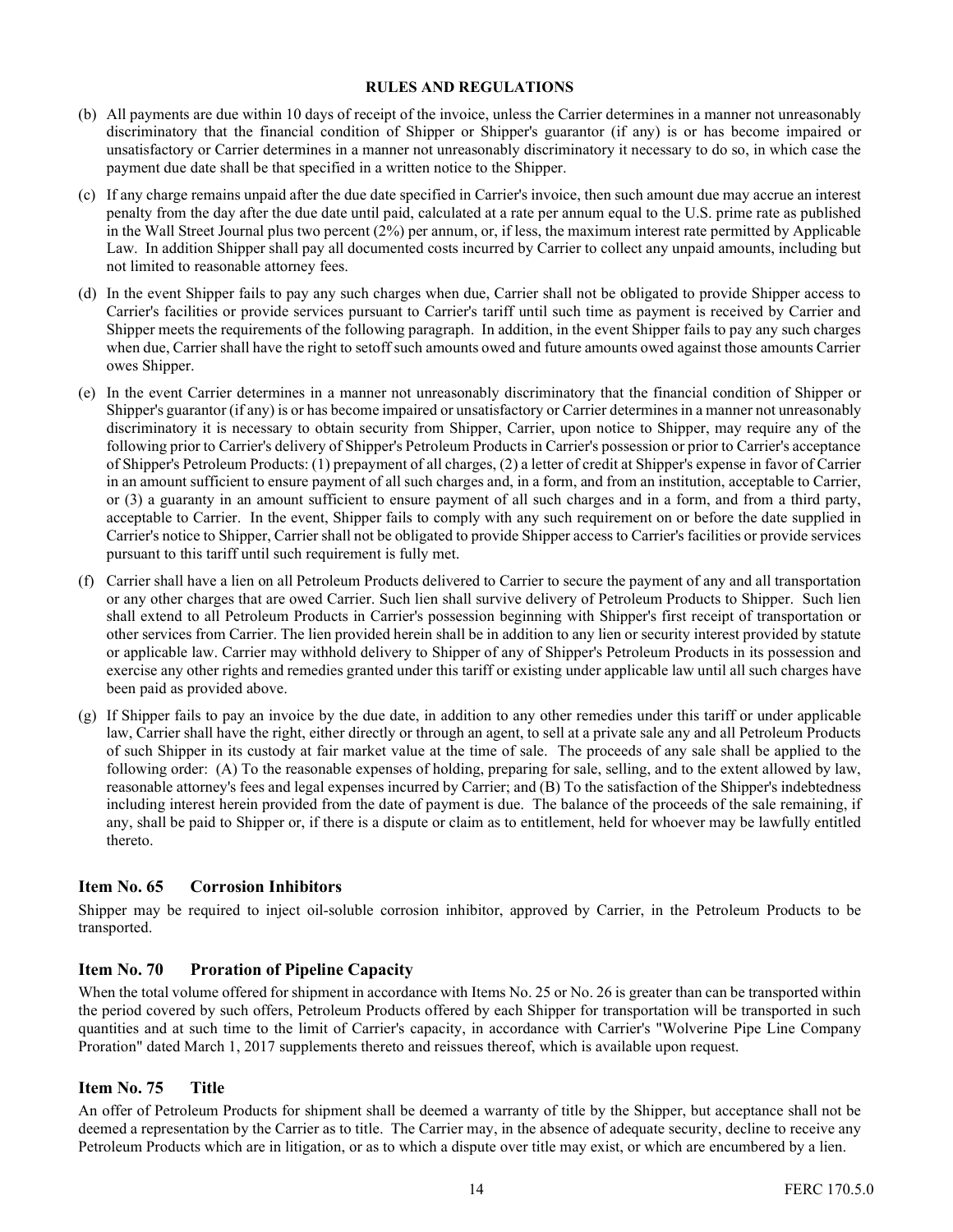**RULES AND REGULATIONS**

(b) All payments are due within 10 days of receipt of the invoice, unless the Carrier determines in a manner not unreasonably discriminatory that the financial condition of Shipper or Shipper's guarantor (if any) is or has become impaired or unsatisfactory or Carrier determines in a manner not unreasonably discriminatory it necessary to do so, in which case the payment due date shall be that specified in a written notice to the Shipper.

(c) If any charge remains unpaid after the due date specified in Carrier's invoice, then such amount due may accrue an interest penalty from the day after the due date until paid, calculated at a rate per annum equal to the U.S. prime rate as published in the Wall Street Journal plus two percent (2%) per annum, or, if less, the maximum interest rate permitted by Applicable Law. In addition Shipper shall pay all documented costs incurred by Carrier to collect any unpaid amounts, including but not limited to reasonable attorney fees.

(d) In the event Shipper fails to pay any such charges when due, Carrier shall not be obligated to provide Shipper access to Carrier's facilities or provide services pursuant to Carrier's tariff until such time as payment is received by Carrier and Shipper meets the requirements of the following paragraph. In addition, in the event Shipper fails to pay any such charges when due, Carrier shall have the right to setoff such amounts owed and future amounts owed against those amounts Carrier owes Shipper.

(e) In the event Carrier determines in a manner not unreasonably discriminatory that the financial condition of Shipper or Shipper's guarantor (if any) is or has become impaired or unsatisfactory or Carrier determines in a manner not unreasonably discriminatory it is necessary to obtain security from Shipper, Carrier, upon notice to Shipper, may require any of the following prior to Carrier's delivery of Shipper's Petroleum Products in Carrier's possession or prior to Carrier's acceptance of Shipper's Petroleum Products: (1) prepayment of all charges, (2) a letter of credit at Shipper's expense in favor of Carrier in an amount sufficient to ensure payment of all such charges and, in a form, and from an institution, acceptable to Carrier, or (3) a guaranty in an amount sufficient to ensure payment of all such charges and in a form, and from a third party, acceptable to Carrier. In the event, Shipper fails to comply with any such requirement on or before the date supplied in Carrier's notice to Shipper, Carrier shall not be obligated to provide Shipper access to Carrier's facilities or provide services pursuant to this tariff until such requirement is fully met.

(f) Carrier shall have a lien on all Petroleum Products delivered to Carrier to secure the payment of any and all transportation or any other charges that are owed Carrier. Such lien shall survive delivery of Petroleum Products to Shipper. Such lien shall extend to all Petroleum Products in Carrier's possession beginning with Shipper's first receipt of transportation or other services from Carrier. The lien provided herein shall be in addition to any lien or security interest provided by statute or applicable law. Carrier may withhold delivery to Shipper of any of Shipper's Petroleum Products in its possession and exercise any other rights and remedies granted under this tariff or existing under applicable law until all such charges have been paid as provided above.

(g) If Shipper fails to pay an invoice by the due date, in addition to any other remedies under this tariff or under applicable law, Carrier shall have the right, either directly or through an agent, to sell at a private sale any and all Petroleum Products of such Shipper in its custody at fair market value at the time of sale. The proceeds of any sale shall be applied to the following order: (A) To the reasonable expenses of holding, preparing for sale, selling, and to the extent allowed by law, reasonable attorney's fees and legal expenses incurred by Carrier; and (B) To the satisfaction of the Shipper's indebtedness including interest herein provided from the date of payment is due. The balance of the proceeds of the sale remaining, if any, shall be paid to Shipper or, if there is a dispute or claim as to entitlement, held for whoever may be lawfully entitled thereto.

## Item No. 65 Corrosion Inhibitors

Shipper may be required to inject oil-soluble corrosion inhibitor, approved by Carrier, in the Petroleum Products to be transported.

## Item No. 70 Proration of Pipeline Capacity

When the total volume offered for shipment in accordance with Items No. 25 or No. 26 is greater than can be transported within the period covered by such offers, Petroleum Products offered by each Shipper for transportation will be transported in such quantities and at such time to the limit of Carrier's capacity, in accordance with Carrier's "Wolverine Pipe Line Company Proration" dated March 1, 2017 supplements thereto and reissues thereof, which is available upon request.

## Item No. 75 Title

An offer of Petroleum Products for shipment shall be deemed a warranty of title by the Shipper, but acceptance shall not be deemed a representation by the Carrier as to title. The Carrier may, in the absence of adequate security, decline to receive any Petroleum Products which are in litigation, or as to which a dispute over title may exist, or which are encumbered by a lien.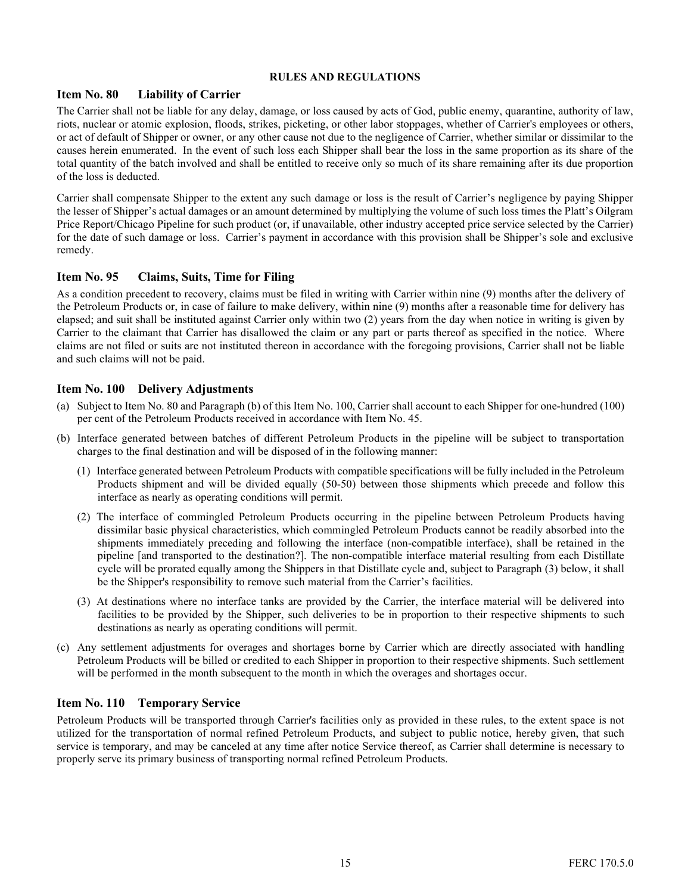**RULES AND REGULATIONS**

## Item No. 80 Liability of Carrier

The Carrier shall not be liable for any delay, damage, or loss caused by acts of God, public enemy, quarantine, authority of law, riots, nuclear or atomic explosion, floods, strikes, picketing, or other labor stoppages, whether of Carrier's employees or others, or act of default of Shipper or owner, or any other cause not due to the negligence of Carrier, whether similar or dissimilar to the causes herein enumerated. In the event of such loss each Shipper shall bear the loss in the same proportion as its share of the total quantity of the batch involved and shall be entitled to receive only so much of its share remaining after its due proportion of the loss is deducted.

Carrier shall compensate Shipper to the extent any such damage or loss is the result of Carrier's negligence by paying Shipper the lesser of Shipper's actual damages or an amount determined by multiplying the volume of such loss times the Platt's Oilgram Price Report/Chicago Pipeline for such product (or, if unavailable, other industry accepted price service selected by the Carrier) for the date of such damage or loss. Carrier's payment in accordance with this provision shall be Shipper's sole and exclusive remedy.

## Item No. 95 Claims, Suits, Time for Filing

As a condition precedent to recovery, claims must be filed in writing with Carrier within nine (9) months after the delivery of the Petroleum Products or, in case of failure to make delivery, within nine (9) months after a reasonable time for delivery has elapsed; and suit shall be instituted against Carrier only within two (2) years from the day when notice in writing is given by Carrier to the claimant that Carrier has disallowed the claim or any part or parts thereof as specified in the notice. Where claims are not filed or suits are not instituted thereon in accordance with the foregoing provisions, Carrier shall not be liable and such claims will not be paid.

## Item No. 100 Delivery Adjustments

(a) Subject to Item No. 80 and Paragraph (b) of this Item No. 100, Carrier shall account to each Shipper for one-hundred (100) per cent of the Petroleum Products received in accordance with Item No. 45.

(b) Interface generated between batches of different Petroleum Products in the pipeline will be subject to transportation charges to the final destination and will be disposed of in the following manner:

   (1) Interface generated between Petroleum Products with compatible specifications will be fully included in the Petroleum Products shipment and will be divided equally (50-50) between those shipments which precede and follow this interface as nearly as operating conditions will permit.

   (2) The interface of commingled Petroleum Products occurring in the pipeline between Petroleum Products having dissimilar basic physical characteristics, which commingled Petroleum Products cannot be readily absorbed into the shipments immediately preceding and following the interface (non-compatible interface), shall be retained in the pipeline [and transported to the destination?]. The non-compatible interface material resulting from each Distillate cycle will be prorated equally among the Shippers in that Distillate cycle and, subject to Paragraph (3) below, it shall be the Shipper's responsibility to remove such material from the Carrier's facilities.

   (3) At destinations where no interface tanks are provided by the Carrier, the interface material will be delivered into facilities to be provided by the Shipper, such deliveries to be in proportion to their respective shipments to such destinations as nearly as operating conditions will permit.

(c) Any settlement adjustments for overages and shortages borne by Carrier which are directly associated with handling Petroleum Products will be billed or credited to each Shipper in proportion to their respective shipments. Such settlement will be performed in the month subsequent to the month in which the overages and shortages occur.

## Item No. 110 Temporary Service

Petroleum Products will be transported through Carrier's facilities only as provided in these rules, to the extent space is not utilized for the transportation of normal refined Petroleum Products, and subject to public notice, hereby given, that such service is temporary, and may be canceled at any time after notice Service thereof, as Carrier shall determine is necessary to properly serve its primary business of transporting normal refined Petroleum Products.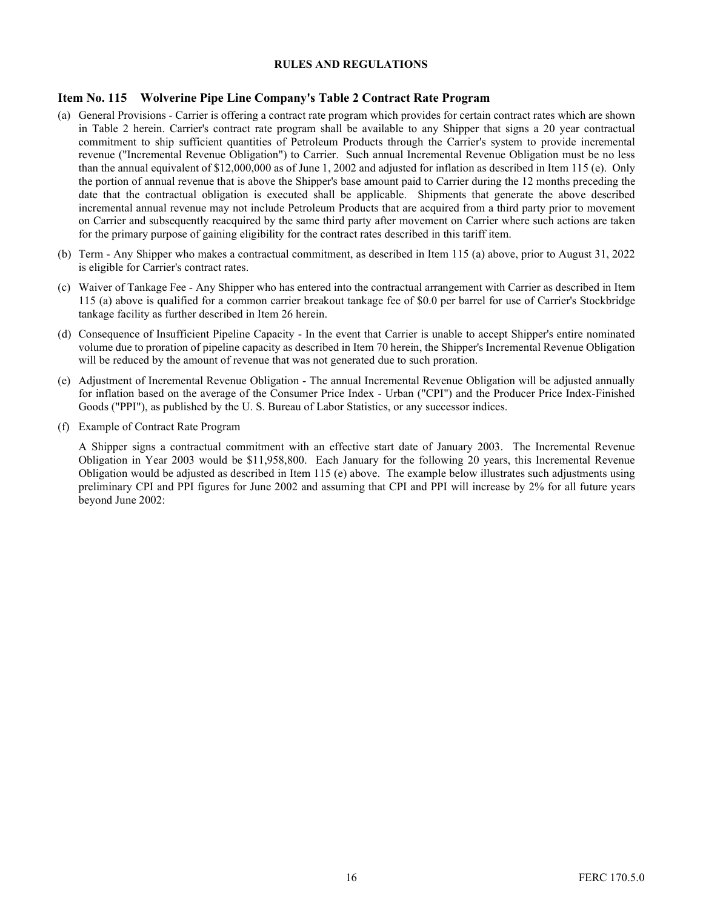**RULES AND REGULATIONS**

## Item No. 115 Wolverine Pipe Line Company's Table 2 Contract Rate Program

(a) General Provisions - Carrier is offering a contract rate program which provides for certain contract rates which are shown in Table 2 herein. Carrier's contract rate program shall be available to any Shipper that signs a 20 year contractual commitment to ship sufficient quantities of Petroleum Products through the Carrier's system to provide incremental revenue ("Incremental Revenue Obligation") to Carrier. Such annual Incremental Revenue Obligation must be no less than the annual equivalent of $12,000,000 as of June 1, 2002 and adjusted for inflation as described in Item 115 (e). Only the portion of annual revenue that is above the Shipper's base amount paid to Carrier during the 12 months preceding the date that the contractual obligation is executed shall be applicable. Shipments that generate the above described incremental annual revenue may not include Petroleum Products that are acquired from a third party prior to movement on Carrier and subsequently reacquired by the same third party after movement on Carrier where such actions are taken for the primary purpose of gaining eligibility for the contract rates described in this tariff item.

(b) Term - Any Shipper who makes a contractual commitment, as described in Item 115 (a) above, prior to August 31, 2022 is eligible for Carrier's contract rates.

(c) Waiver of Tankage Fee - Any Shipper who has entered into the contractual arrangement with Carrier as described in Item 115 (a) above is qualified for a common carrier breakout tankage fee of $0.0 per barrel for use of Carrier's Stockbridge tankage facility as further described in Item 26 herein.

(d) Consequence of Insufficient Pipeline Capacity - In the event that Carrier is unable to accept Shipper's entire nominated volume due to proration of pipeline capacity as described in Item 70 herein, the Shipper's Incremental Revenue Obligation will be reduced by the amount of revenue that was not generated due to such proration.

(e) Adjustment of Incremental Revenue Obligation - The annual Incremental Revenue Obligation will be adjusted annually for inflation based on the average of the Consumer Price Index - Urban ("CPI") and the Producer Price Index-Finished Goods ("PPI"), as published by the U. S. Bureau of Labor Statistics, or any successor indices.

(f) Example of Contract Rate Program

A Shipper signs a contractual commitment with an effective start date of January 2003. The Incremental Revenue Obligation in Year 2003 would be $11,958,800. Each January for the following 20 years, this Incremental Revenue Obligation would be adjusted as described in Item 115 (e) above. The example below illustrates such adjustments using preliminary CPI and PPI figures for June 2002 and assuming that CPI and PPI will increase by 2% for all future years beyond June 2002: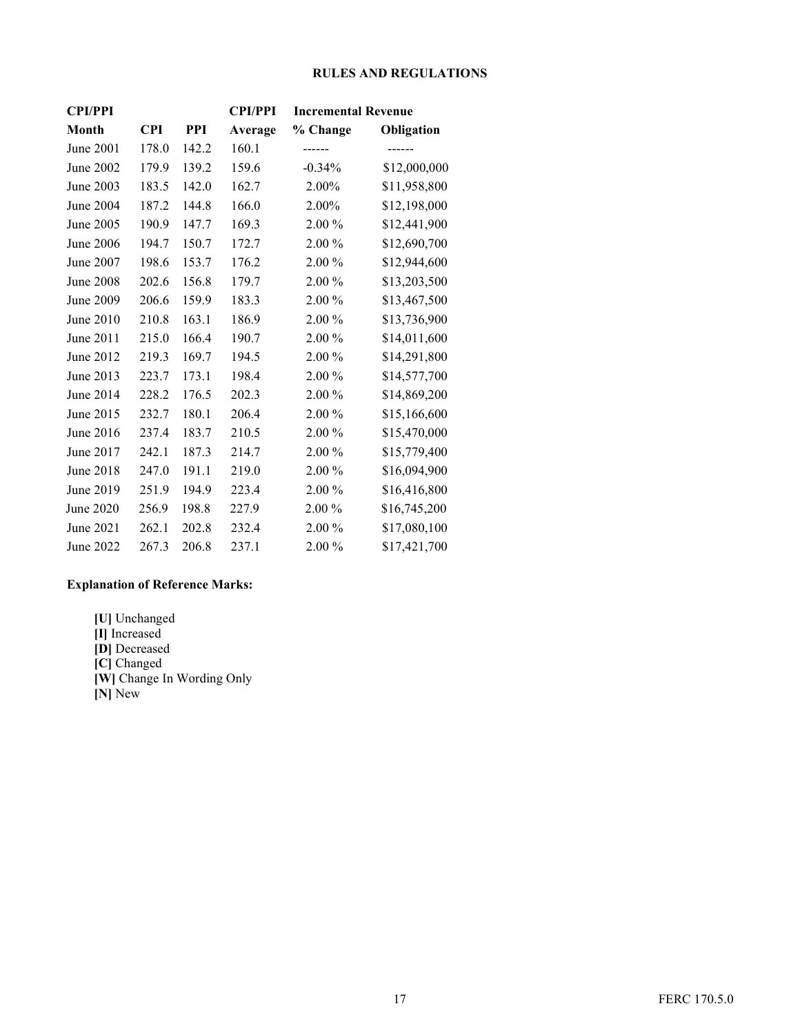| CPI/PPI | | | CPI/PPI | Incremental Revenue | |
|---|---|---|---|---|---|
| Month | CPI | PPI | Average | % Change | Obligation |
| June 2001 | 178.0 | 142.2 | 160.1 | ------ | ------ |
| June 2002 | 179.9 | 139.2 | 159.6 | -0.34% | $12,000,000 |
| June 2003 | 183.5 | 142.0 | 162.7 | 2.00% | $11,958,800 |
| June 2004 | 187.2 | 144.8 | 166.0 | 2.00% | $12,198,000 |
| June 2005 | 190.9 | 147.7 | 169.3 | 2.00 % | $12,441,900 |
| June 2006 | 194.7 | 150.7 | 172.7 | 2.00 % | $12,690,700 |
| June 2007 | 198.6 | 153.7 | 176.2 | 2.00 % | $12,944,600 |
| June 2008 | 202.6 | 156.8 | 179.7 | 2.00 % | $13,203,500 |
| June 2009 | 206.6 | 159.9 | 183.3 | 2.00 % | $13,467,500 |
| June 2010 | 210.8 | 163.1 | 186.9 | 2.00 % | $13,736,900 |
| June 2011 | 215.0 | 166.4 | 190.7 | 2.00 % | $14,011,600 |
| June 2012 | 219.3 | 169.7 | 194.5 | 2.00 % | $14,291,800 |
| June 2013 | 223.7 | 173.1 | 198.4 | 2.00 % | $14,577,700 |
| June 2014 | 228.2 | 176.5 | 202.3 | 2.00 % | $14,869,200 |
| June 2015 | 232.7 | 180.1 | 206.4 | 2.00 % | $15,166,600 |
| June 2016 | 237.4 | 183.7 | 210.5 | 2.00 % | $15,470,000 |
| June 2017 | 242.1 | 187.3 | 214.7 | 2.00 % | $15,779,400 |
| June 2018 | 247.0 | 191.1 | 219.0 | 2.00 % | $16,094,900 |
| June 2019 | 251.9 | 194.9 | 223.4 | 2.00 % | $16,416,800 |
| June 2020 | 256.9 | 198.8 | 227.9 | 2.00 % | $16,745,200 |
| June 2021 | 262.1 | 202.8 | 232.4 | 2.00 % | $17,080,100 |
| June 2022 | 267.3 | 206.8 | 237.1 | 2.00 % | $17,421,700 |

**Explanation of Reference Marks:**

**[U]** Unchanged
**[I]** Increased
**[D]** Decreased
**[C]** Changed
**[W]** Change In Wording Only
**[N]** New